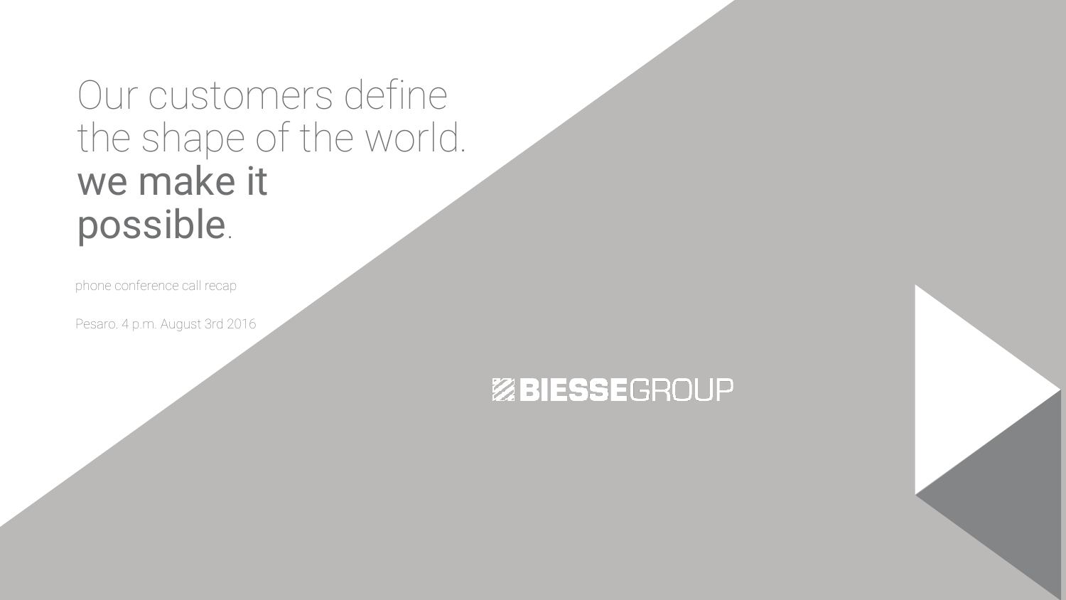# Our customers define the shape of the world. **we make it possible.**

phone conference call recap

Pesaro. 4 p.m. August 3rd 2016

BIESSEGROUP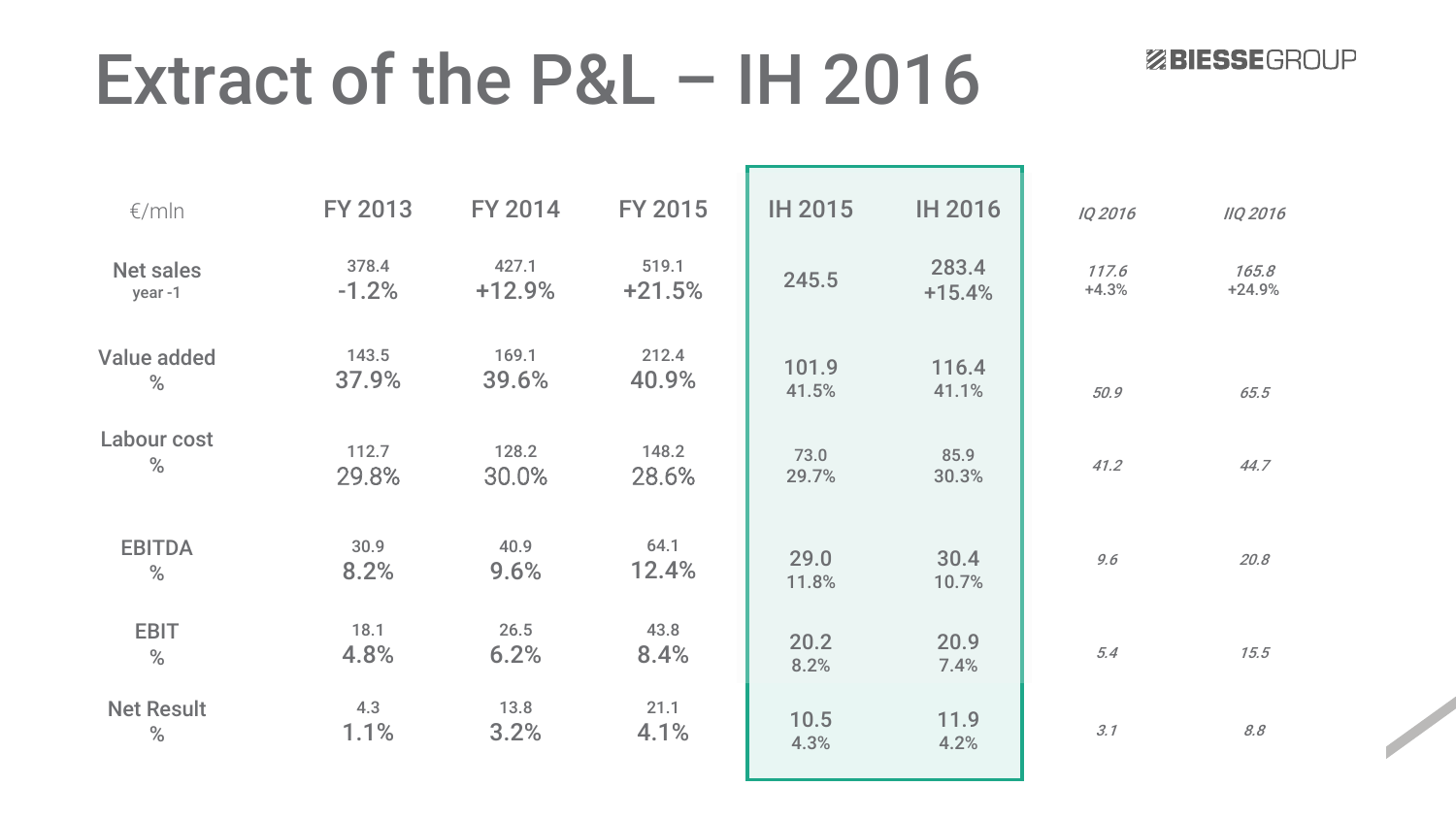# Extract of the P&L – IH 2016

BIESSEGROUP

| €/mln | FY 2013 | FY 2014 | FY 2015 | IH 2015 | IH 2016 | *IQ 2016* | *IIQ 2016* |
|---|---|---|---|---|---|---|---|
| Net sales<br>year -1 | 378.4<br>-1.2% | 427.1<br>+12.9% | 519.1<br>+21.5% | 245.5 | 283.4<br>+15.4% | *117.6*<br>*+4.3%* | *165.8*<br>*+24.9%* |
| Value added<br>% | 143.5<br>37.9% | 169.1<br>39.6% | 212.4<br>40.9% | 101.9<br>41.5% | 116.4<br>41.1% | *50.9* | *65.5* |
| Labour cost<br>% | 112.7<br>29.8% | 128.2<br>30.0% | 148.2<br>28.6% | 73.0<br>29.7% | 85.9<br>30.3% | *41.2* | *44.7* |
| EBITDA<br>% | 30.9<br>8.2% | 40.9<br>9.6% | 64.1<br>12.4% | 29.0<br>11.8% | 30.4<br>10.7% | *9.6* | *20.8* |
| EBIT<br>% | 18.1<br>4.8% | 26.5<br>6.2% | 43.8<br>8.4% | 20.2<br>8.2% | 20.9<br>7.4% | *5.4* | *15.5* |
| Net Result<br>% | 4.3<br>1.1% | 13.8<br>3.2% | 21.1<br>4.1% | 10.5<br>4.3% | 11.9<br>4.2% | *3.1* | *8.8* |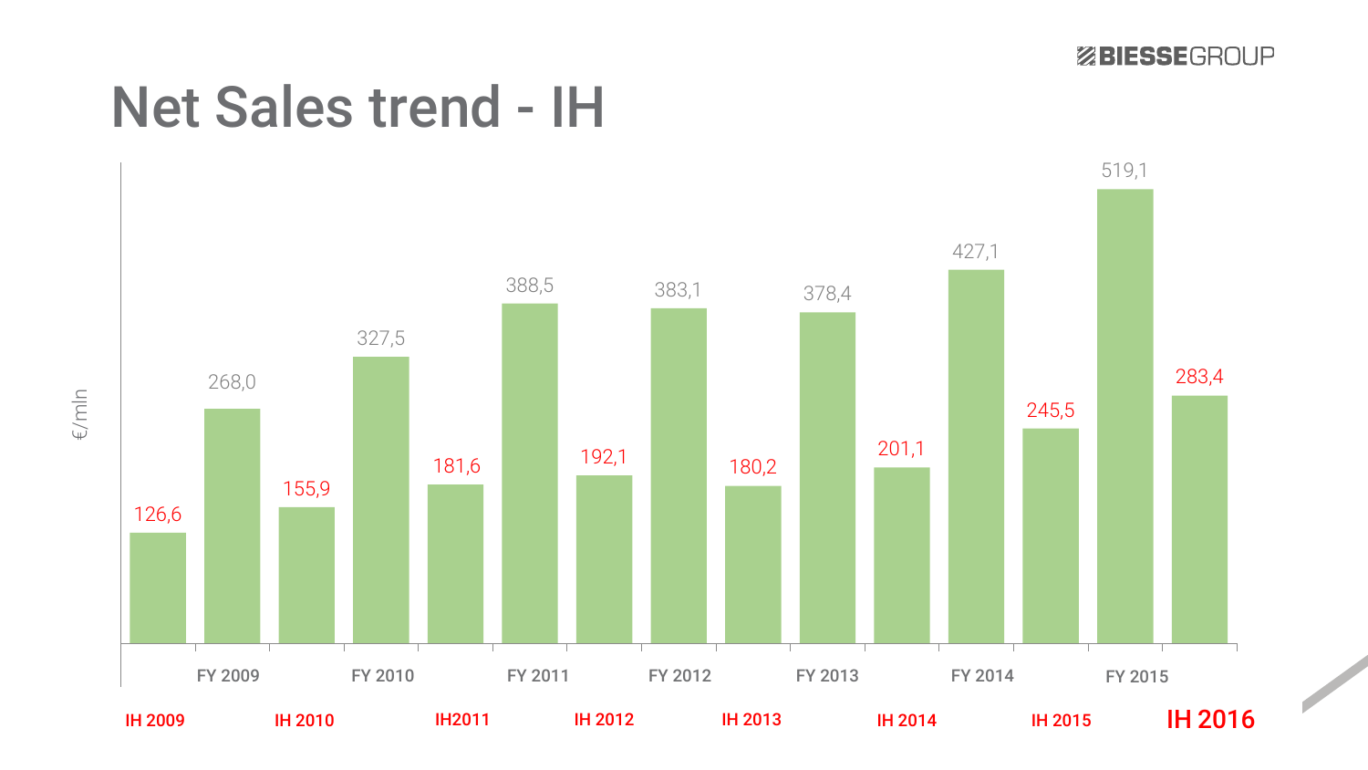# Net Sales trend - IH

€/mln

| Period | Net Sales |
|---|---|
| IH 2009 | 126,6 |
| FY 2009 | 268,0 |
| IH 2010 | 155,9 |
| FY 2010 | 327,5 |
| IH2011 | 181,6 |
| FY 2011 | 388,5 |
| IH 2012 | 192,1 |
| FY 2012 | 383,1 |
| IH 2013 | 180,2 |
| FY 2013 | 378,4 |
| IH 2014 | 201,1 |
| FY 2014 | 427,1 |
| IH 2015 | 245,5 |
| FY 2015 | 519,1 |
| IH 2016 | 283,4 |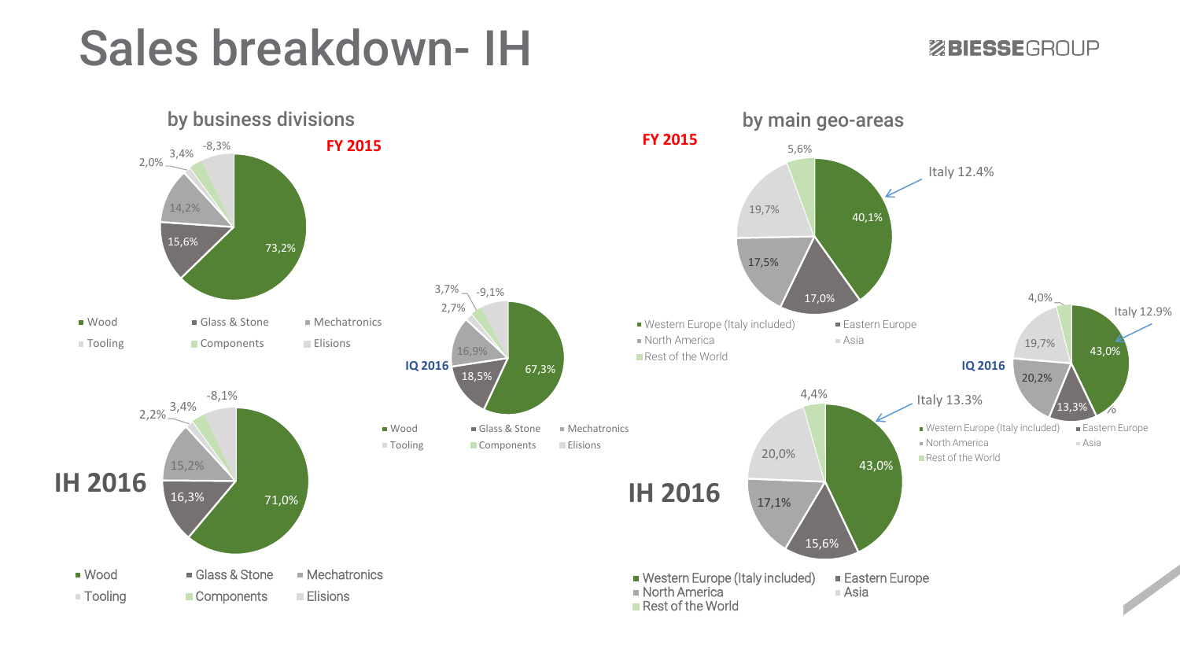# Sales breakdown- IH

BIESSEGROUP

## by business divisions

**FY 2015**

| Division | Share |
| --- | --- |
| Wood | 73,2% |
| Glass & Stone | 15,6% |
| Mechatronics | 14,2% |
| Tooling | 2,0% |
| Components | 3,4% |
| Elisions | -8,3% |

**IQ 2016**

| Division | Share |
| --- | --- |
| Wood | 67,3% |
| Glass & Stone | 18,5% |
| Mechatronics | 16,9% |
| Tooling | 2,7% |
| Components | 3,7% |
| Elisions | -9,1% |

**IH 2016**

| Division | Share |
| --- | --- |
| Wood | 71,0% |
| Glass & Stone | 16,3% |
| Mechatronics | 15,2% |
| Tooling | 2,2% |
| Components | 3,4% |
| Elisions | -8,1% |

## by main geo-areas

**FY 2015**

| Area | Share |
| --- | --- |
| Western Europe (Italy included) | 40,1% |
| Eastern Europe | 17,0% |
| North America | 17,5% |
| Asia | 19,7% |
| Rest of the World | 5,6% |

Italy 12.4%

**IQ 2016**

| Area | Share |
| --- | --- |
| Western Europe (Italy included) | 43,0% |
| Eastern Europe | 13,3% |
| North America | 20,2% |
| Asia | 19,7% |
| Rest of the World | 4,0% |

Italy 12.9%

**IH 2016**

| Area | Share |
| --- | --- |
| Western Europe (Italy included) | 43,0% |
| Eastern Europe | 15,6% |
| North America | 17,1% |
| Asia | 20,0% |
| Rest of the World | 4,4% |

Italy 13.3%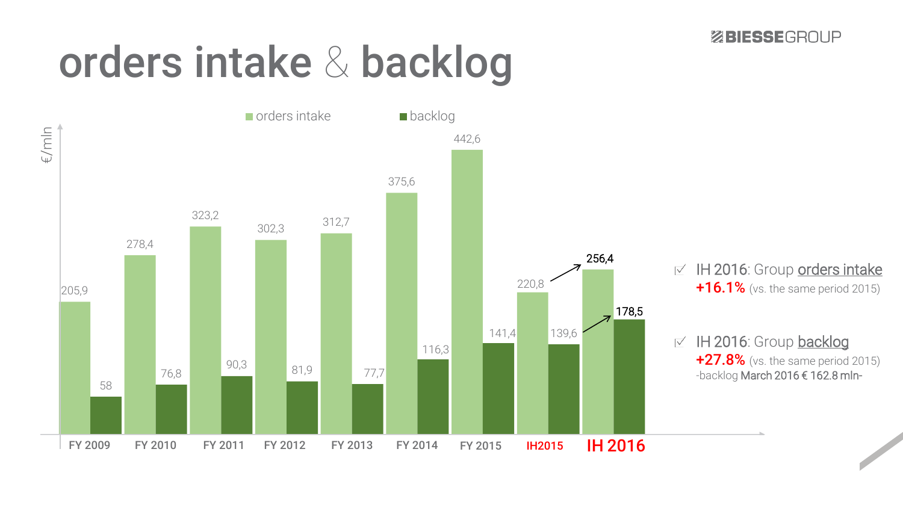# orders intake & backlog

€/mln

| | orders intake | backlog |
|---|---|---|
| FY 2009 | 205,9 | 58 |
| FY 2010 | 278,4 | 76,8 |
| FY 2011 | 323,2 | 90,3 |
| FY 2012 | 302,3 | 81,9 |
| FY 2013 | 312,7 | 77,7 |
| FY 2014 | 375,6 | 116,3 |
| FY 2015 | 442,6 | 141,4 |
| IH2015 | 220,8 | 139,6 |
| IH 2016 | 256,4 | 178,5 |

- IH 2016: Group orders intake
  **+16.1%** (vs. the same period 2015)
- IH 2016: Group backlog
  **+27.8%** (vs. the same period 2015)
  -backlog March 2016 € 162.8 mln-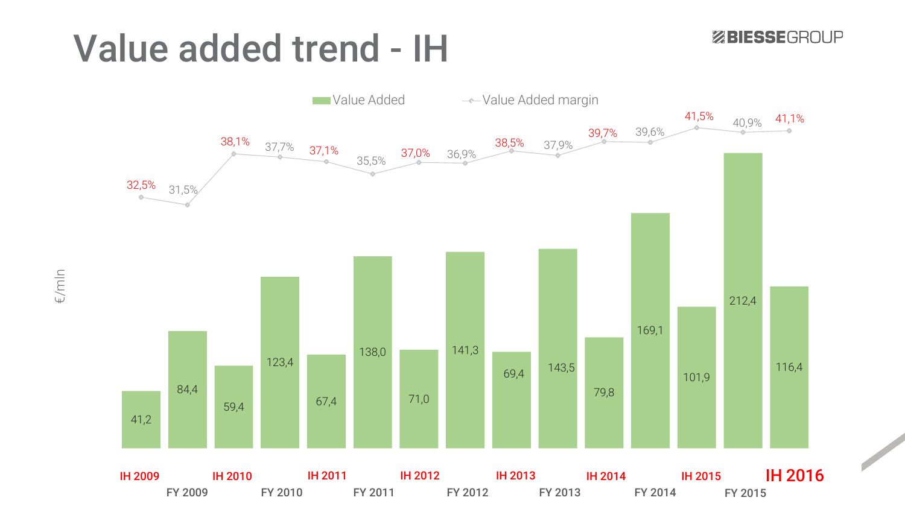# Value added trend - IH

| Period | Value Added (€/mln) | Value Added margin |
|---|---|---|
| IH 2009 | 41,2 | 32,5% |
| FY 2009 | 84,4 | 31,5% |
| IH 2010 | 59,4 | 38,1% |
| FY 2010 | 123,4 | 37,7% |
| IH 2011 | 67,4 | 37,1% |
| FY 2011 | 138,0 | 35,5% |
| IH 2012 | 71,0 | 37,0% |
| FY 2012 | 141,3 | 36,9% |
| IH 2013 | 69,4 | 38,5% |
| FY 2013 | 143,5 | 37,9% |
| IH 2014 | 79,8 | 39,7% |
| FY 2014 | 169,1 | 39,6% |
| IH 2015 | 101,9 | 41,5% |
| FY 2015 | 212,4 | 40,9% |
| IH 2016 | 116,4 | 41,1% |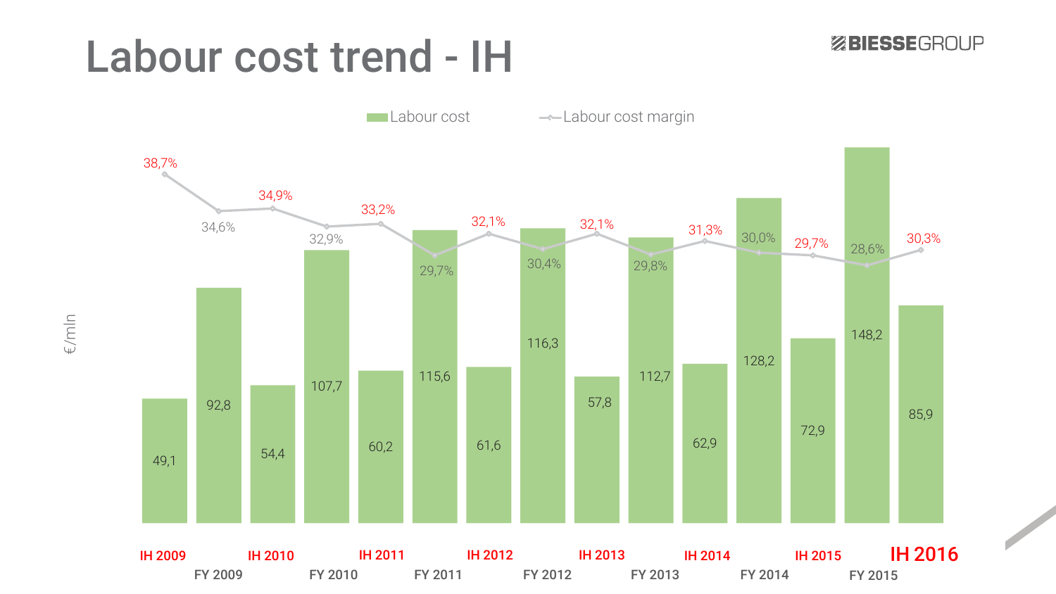# Labour cost trend - IH

| Period | Labour cost (€/mln) | Labour cost margin |
|---|---|---|
| IH 2009 | 49,1 | 38,7% |
| FY 2009 | 92,8 | 34,6% |
| IH 2010 | 54,4 | 34,9% |
| FY 2010 | 107,7 | 32,9% |
| IH 2011 | 60,2 | 33,2% |
| FY 2011 | 115,6 | 29,7% |
| IH 2012 | 61,6 | 32,1% |
| FY 2012 | 116,3 | 30,4% |
| IH 2013 | 57,8 | 32,1% |
| FY 2013 | 112,7 | 29,8% |
| IH 2014 | 62,9 | 31,3% |
| FY 2014 | 128,2 | 30,0% |
| IH 2015 | 72,9 | 29,7% |
| FY 2015 | 148,2 | 28,6% |
| IH 2016 | 85,9 | 30,3% |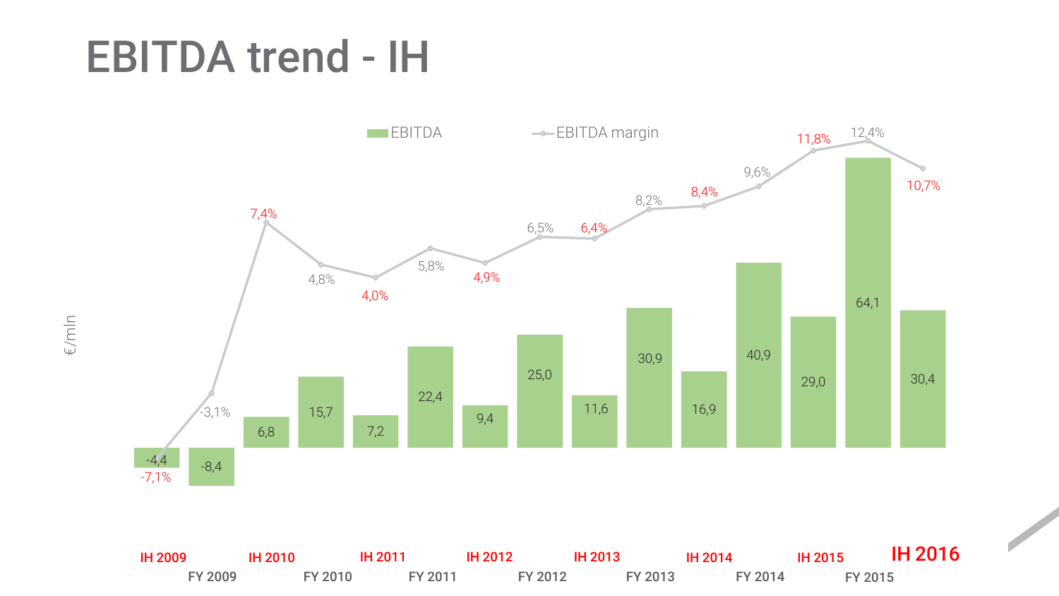# EBITDA trend - IH

| Period | EBITDA (€/mln) | EBITDA margin |
|---|---|---|
| IH 2009 | -4,4 | -7,1% |
| FY 2009 | -8,4 | -3,1% |
| IH 2010 | 6,8 | 7,4% |
| FY 2010 | 15,7 | 4,8% |
| IH 2011 | 7,2 | 4,0% |
| FY 2011 | 22,4 | 5,8% |
| IH 2012 | 9,4 | 4,9% |
| FY 2012 | 25,0 | 6,5% |
| IH 2013 | 11,6 | 6,4% |
| FY 2013 | 30,9 | 8,2% |
| IH 2014 | 16,9 | 8,4% |
| FY 2014 | 40,9 | 9,6% |
| IH 2015 | 29,0 | 11,8% |
| FY 2015 | 64,1 | 12,4% |
| IH 2016 | 30,4 | 10,7% |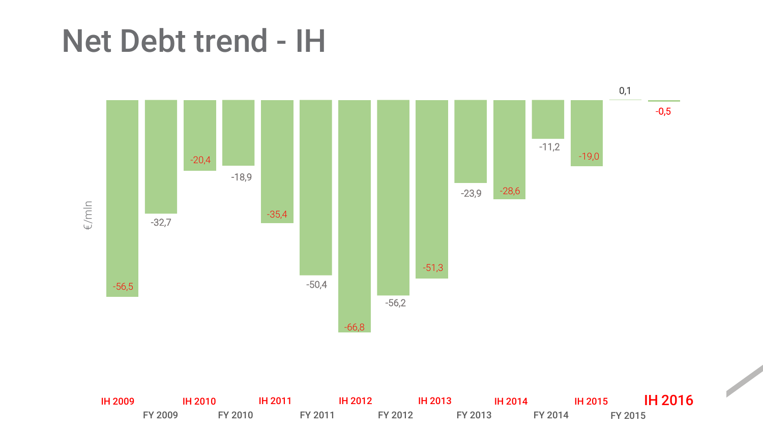# Net Debt trend - IH

€/mln

| Period | Net Debt |
| --- | --- |
| IH 2009 | -56,5 |
| FY 2009 | -32,7 |
| IH 2010 | -20,4 |
| FY 2010 | -18,9 |
| IH 2011 | -35,4 |
| FY 2011 | -50,4 |
| IH 2012 | -66,8 |
| FY 2012 | -56,2 |
| IH 2013 | -51,3 |
| FY 2013 | -23,9 |
| IH 2014 | -28,6 |
| FY 2014 | -11,2 |
| IH 2015 | -19,0 |
| FY 2015 | 0,1 |
| IH 2016 | -0,5 |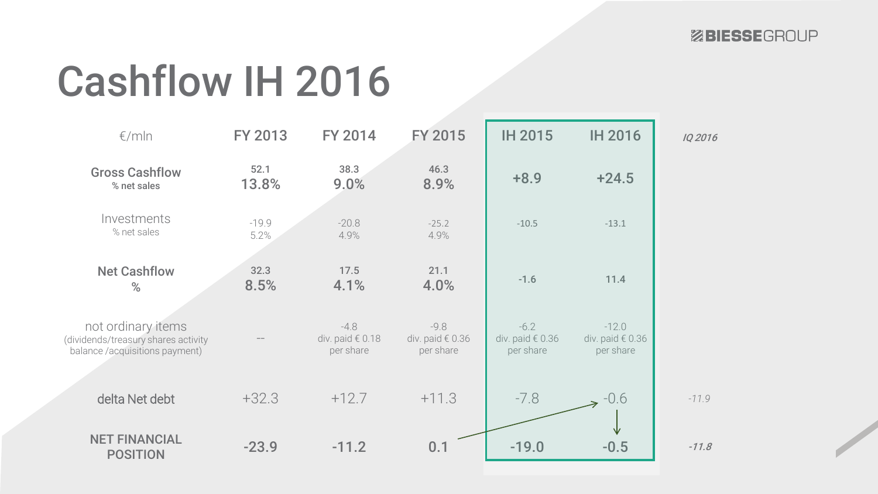# Cashflow IH 2016

| €/mln | FY 2013 | FY 2014 | FY 2015 | IH 2015 | IH 2016 | *IQ 2016* |
|---|---|---|---|---|---|---|
| **Gross Cashflow**<br>**% net sales** | **52.1**<br>**13.8%** | **38.3**<br>**9.0%** | **46.3**<br>**8.9%** | **+8.9** | **+24.5** | |
| Investments<br>% net sales | -19.9<br>5.2% | -20.8<br>4.9% | -25.2<br>4.9% | -10.5 | -13.1 | |
| **Net Cashflow**<br>**%** | **32.3**<br>**8.5%** | **17.5**<br>**4.1%** | **21.1**<br>**4.0%** | -1.6 | 11.4 | |
| not ordinary items<br>(dividends/treasury shares activity balance /acquisitions payment) | -- | -4.8<br>div. paid € 0.18 per share | -9.8<br>div. paid € 0.36 per share | -6.2<br>div. paid € 0.36 per share | -12.0<br>div. paid € 0.36 per share | |
| delta Net debt | +32.3 | +12.7 | +11.3 | -7.8 | -0.6 | *-11.9* |
| **NET FINANCIAL POSITION** | **-23.9** | **-11.2** | **0.1** | **-19.0** | **-0.5** | ***-11.8*** |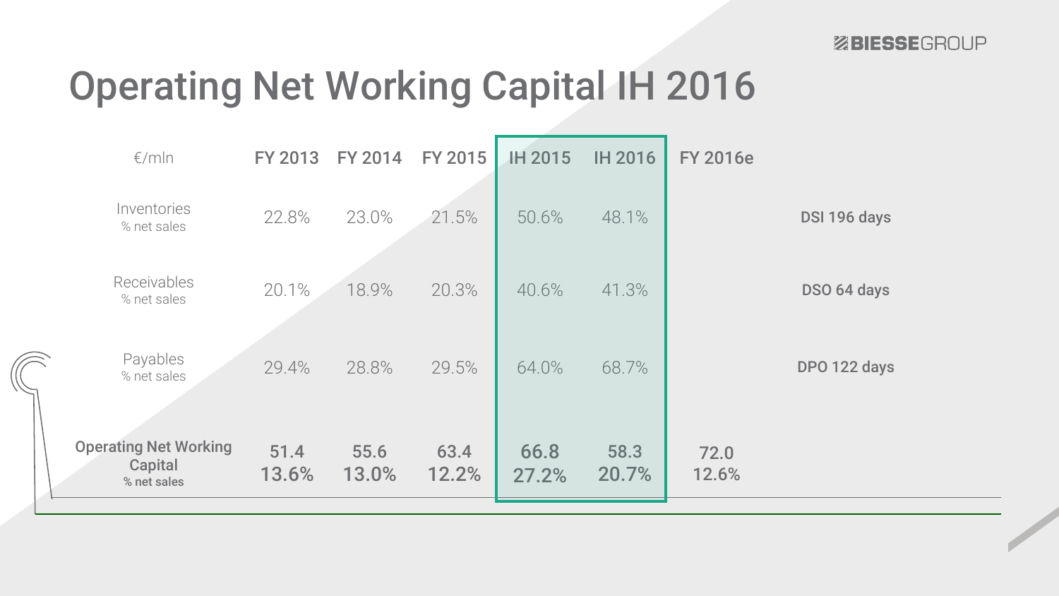# Operating Net Working Capital IH 2016

| €/mln | FY 2013 | FY 2014 | FY 2015 | IH 2015 | IH 2016 | FY 2016e | |
|---|---|---|---|---|---|---|---|
| Inventories<br>% net sales | 22.8% | 23.0% | 21.5% | 50.6% | 48.1% | | **DSI 196 days** |
| Receivables<br>% net sales | 20.1% | 18.9% | 20.3% | 40.6% | 41.3% | | **DSO 64 days** |
| Payables<br>% net sales | 29.4% | 28.8% | 29.5% | 64.0% | 68.7% | | **DPO 122 days** |
| **Operating Net Working Capital**<br>**% net sales** | **51.4**<br>**13.6%** | **55.6**<br>**13.0%** | **63.4**<br>**12.2%** | **66.8**<br>**27.2%** | **58.3**<br>**20.7%** | 72.0<br>12.6% | |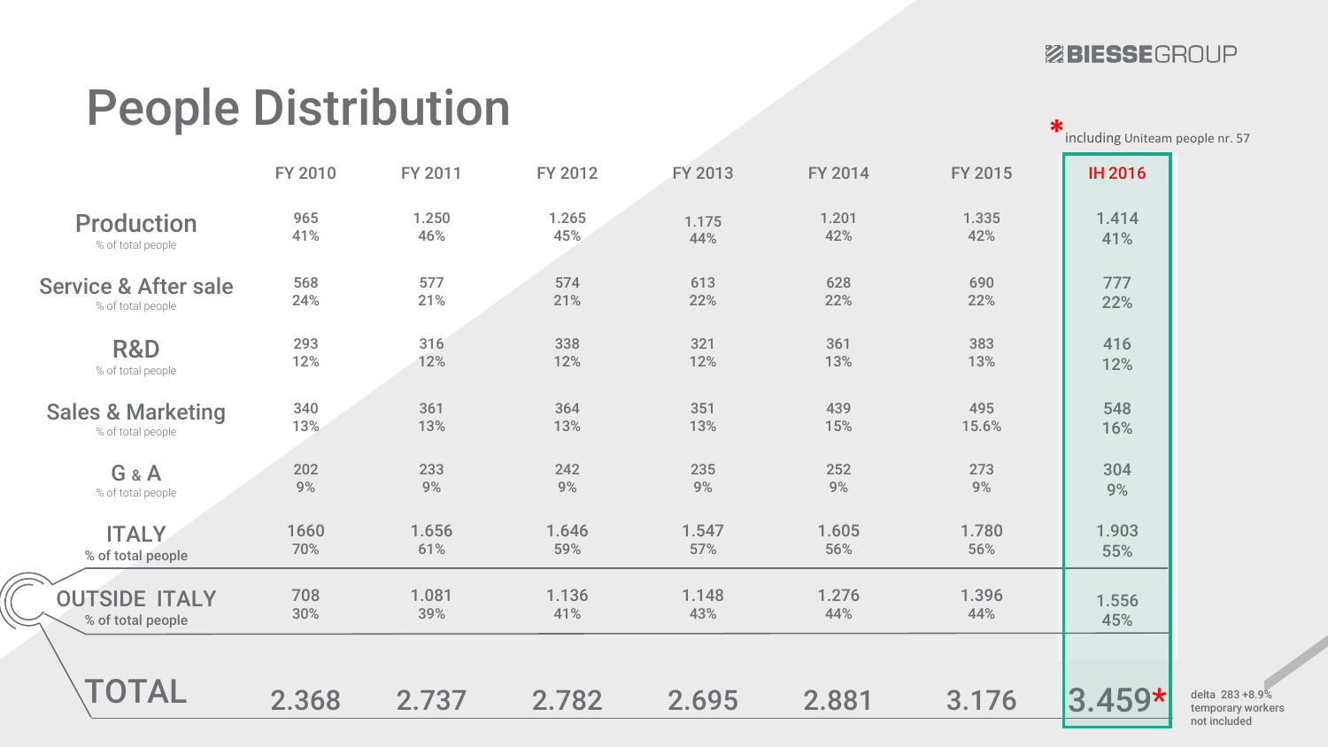# People Distribution

*including Uniteam people nr. 57

| | FY 2010 | FY 2011 | FY 2012 | FY 2013 | FY 2014 | FY 2015 | IH 2016 |
|---|---|---|---|---|---|---|---|
| **Production** | 965 | 1.250 | 1.265 | 1.175 | 1.201 | 1.335 | 1.414 |
| % of total people | 41% | 46% | 45% | 44% | 42% | 42% | 41% |
| **Service & After sale** | 568 | 577 | 574 | 613 | 628 | 690 | 777 |
| % of total people | 24% | 21% | 21% | 22% | 22% | 22% | 22% |
| **R&D** | 293 | 316 | 338 | 321 | 361 | 383 | 416 |
| % of total people | 12% | 12% | 12% | 12% | 13% | 13% | 12% |
| **Sales & Marketing** | 340 | 361 | 364 | 351 | 439 | 495 | 548 |
| % of total people | 13% | 13% | 13% | 13% | 15% | 15.6% | 16% |
| **G & A** | 202 | 233 | 242 | 235 | 252 | 273 | 304 |
| % of total people | 9% | 9% | 9% | 9% | 9% | 9% | 9% |
| **ITALY** | 1660 | 1.656 | 1.646 | 1.547 | 1.605 | 1.780 | 1.903 |
| % of total people | 70% | 61% | 59% | 57% | 56% | 56% | 55% |
| **OUTSIDE ITALY** | 708 | 1.081 | 1.136 | 1.148 | 1.276 | 1.396 | 1.556 |
| % of total people | 30% | 39% | 41% | 43% | 44% | 44% | 45% |
| **TOTAL** | 2.368 | 2.737 | 2.782 | 2.695 | 2.881 | 3.176 | 3.459* |

delta 283 +8.9%
temporary workers not included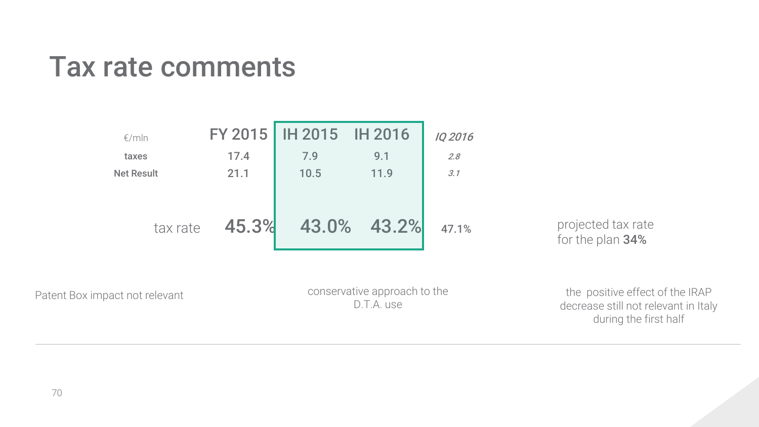# Tax rate comments

| €/mln | FY 2015 | IH 2015 | IH 2016 | *IQ 2016* |
|---|---|---|---|---|
| **taxes** | 17.4 | 7.9 | 9.1 | *2.8* |
| **Net Result** | 21.1 | 10.5 | 11.9 | *3.1* |
| tax rate | 45.3% | 43.0% | 43.2% | 47.1% |

projected tax rate for the plan **34%**

Patent Box impact not relevant

conservative approach to the D.T.A. use

the positive effect of the IRAP decrease still not relevant in Italy during the first half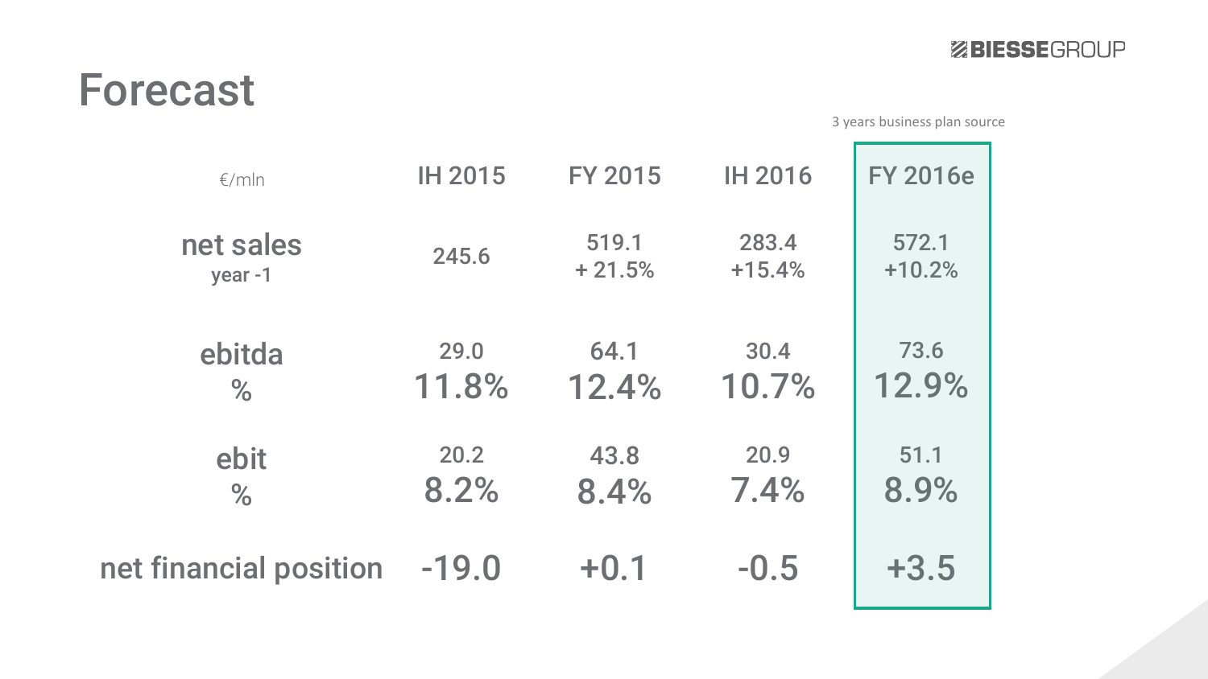# Forecast

3 years business plan source

| €/mln | IH 2015 | FY 2015 | IH 2016 | FY 2016e |
|---|---|---|---|---|
| **net sales**<br>year -1 | 245.6 | 519.1<br>+ 21.5% | 283.4<br>+15.4% | 572.1<br>+10.2% |
| **ebitda**<br>% | 29.0<br>11.8% | 64.1<br>12.4% | 30.4<br>10.7% | 73.6<br>12.9% |
| **ebit**<br>% | 20.2<br>8.2% | 43.8<br>8.4% | 20.9<br>7.4% | 51.1<br>8.9% |
| **net financial position** | -19.0 | +0.1 | -0.5 | +3.5 |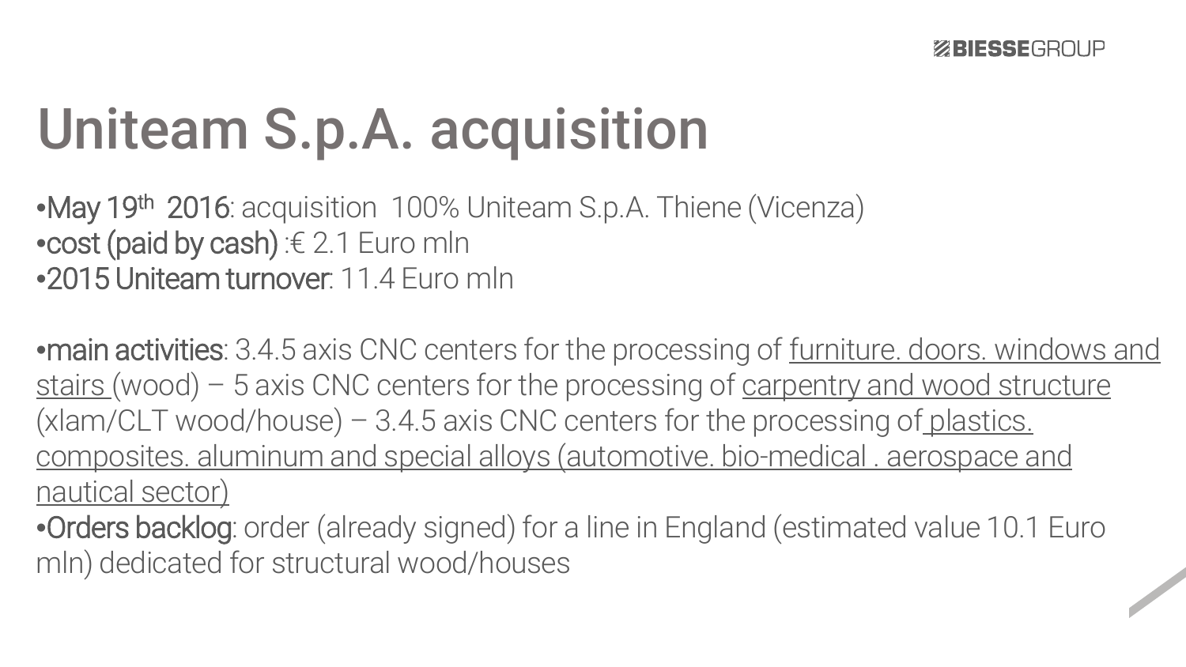# Uniteam S.p.A. acquisition

- **May 19th 2016**: acquisition 100% Uniteam S.p.A. Thiene (Vicenza)
- **cost (paid by cash)** :€ 2.1 Euro mln
- **2015 Uniteam turnover**: 11.4 Euro mln

- **main activities**: 3.4.5 axis CNC centers for the processing of furniture. doors. windows and stairs (wood) – 5 axis CNC centers for the processing of carpentry and wood structure (xlam/CLT wood/house) – 3.4.5 axis CNC centers for the processing of plastics. composites. aluminum and special alloys (automotive. bio-medical . aerospace and nautical sector)
- **Orders backlog**: order (already signed) for a line in England (estimated value 10.1 Euro mln) dedicated for structural wood/houses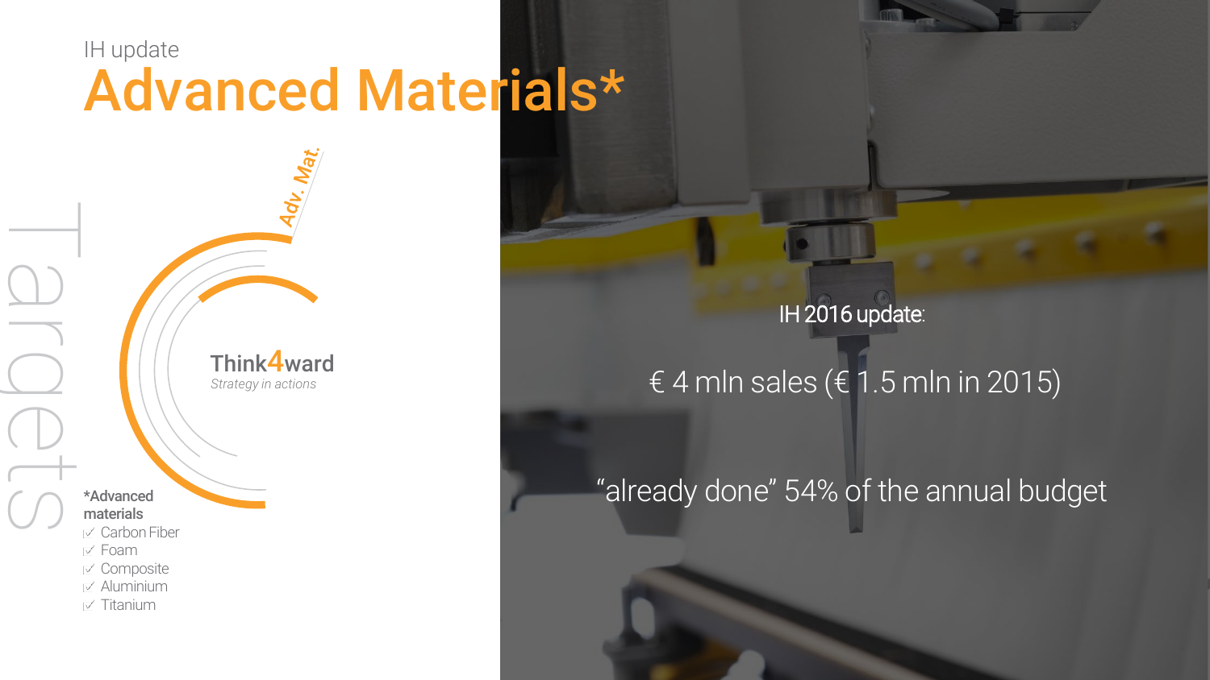IH update

# Advanced Materials*

Targets

Adv. Mat.

Think4ward
*Strategy in actions*

**\*Advanced materials**

- ✓ Carbon Fiber
- ✓ Foam
- ✓ Composite
- ✓ Aluminium
- ✓ Titanium

IH 2016 update:

€ 4 mln sales (€ 1.5 mln in 2015)

“already done” 54% of the annual budget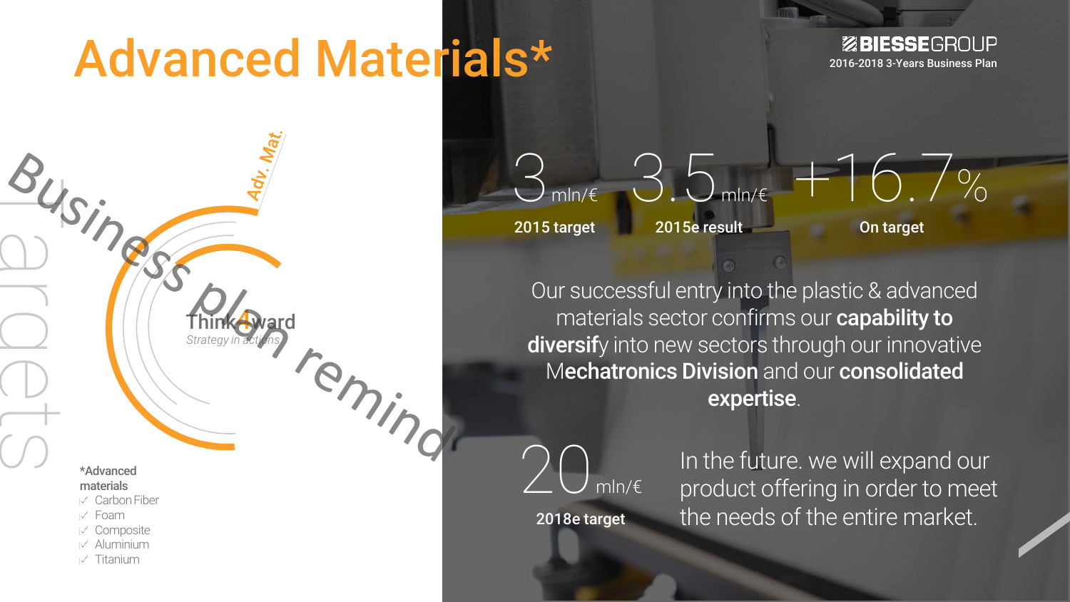# Advanced Materials*

BIESSEGROUP
2016-2018 3-Years Business Plan

Business plan reminder

Targets

Adv. Mat.

Think4ward
*Strategy in actions*

*Advanced materials
- Carbon Fiber
- Foam
- Composite
- Aluminium
- Titanium

| 3 mln/€ | 3.5 mln/€ | +16.7% |
|---|---|---|
| **2015 target** | **2015e result** | **On target** |

Our successful entry into the plastic & advanced materials sector confirms our **capability to diversify** into new sectors through our innovative **Mechatronics Division** and our **consolidated expertise**.

20 mln/€
**2018e target**

In the future. we will expand our product offering in order to meet the needs of the entire market.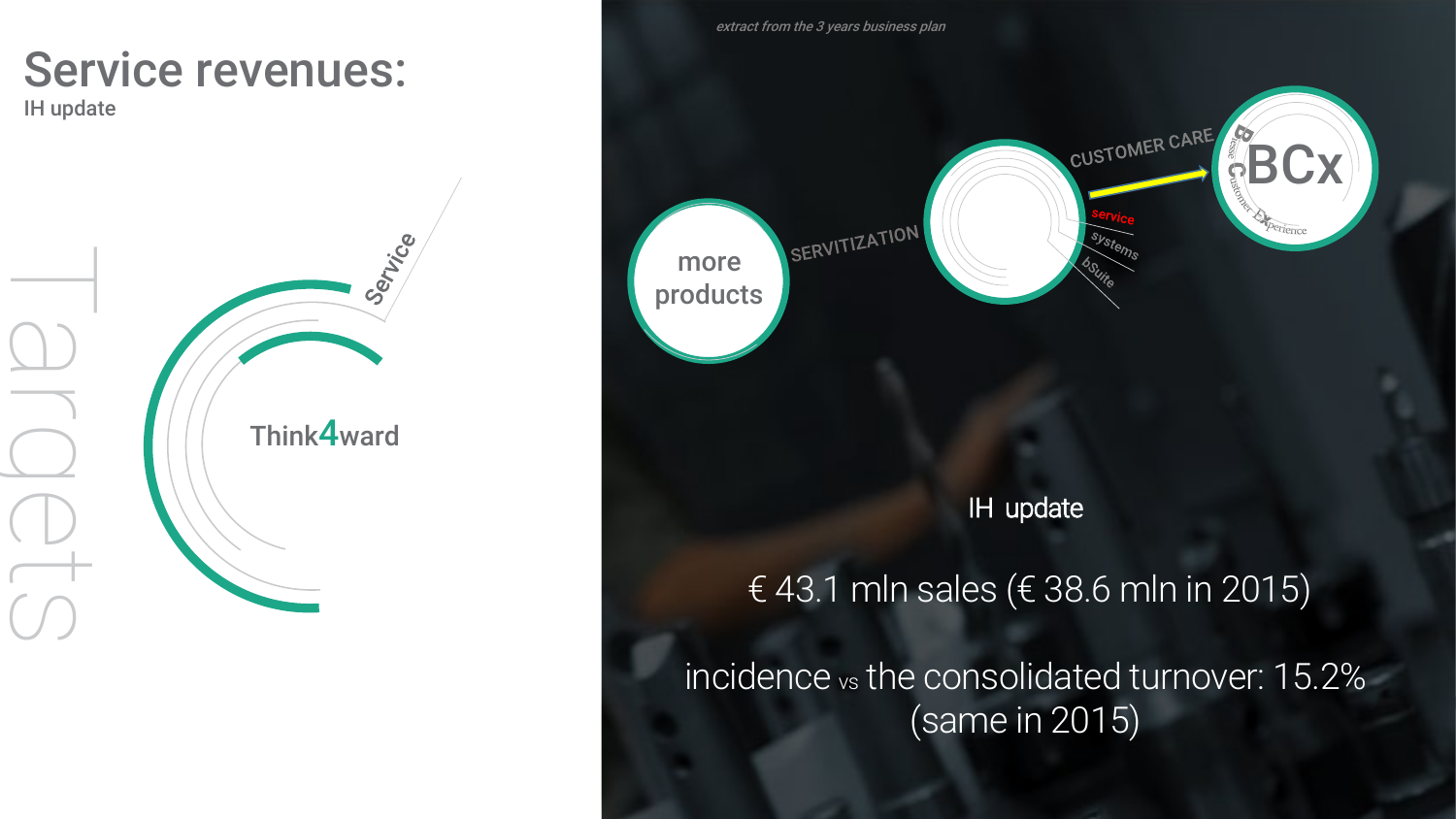# Service revenues:

IH update

Targets

Think4ward

Service

*extract from the 3 years business plan*

more products

SERVITIZATION

CUSTOMER CARE

service

systems

bSuite

BCx

Biesse Customer Experience

IH update

€ 43.1 mln sales (€ 38.6 mln in 2015)

incidence vs the consolidated turnover: 15.2% (same in 2015)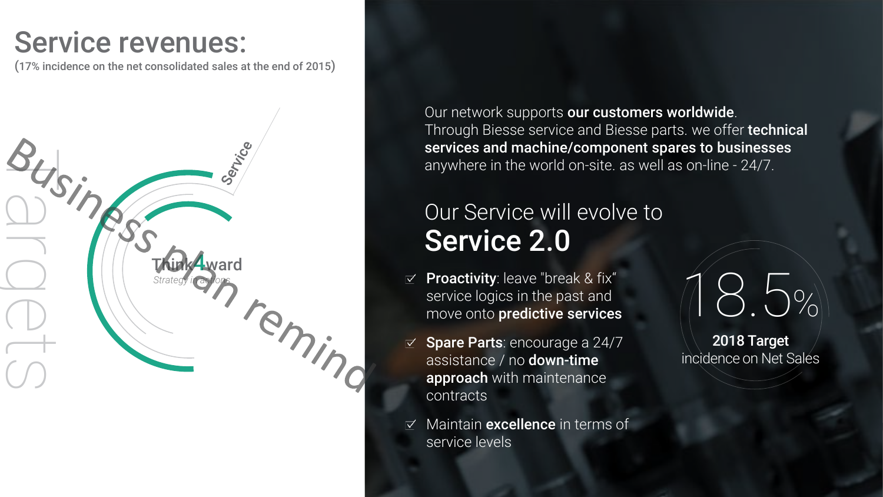# Service revenues:

(17% incidence on the net consolidated sales at the end of 2015)

Targets

Business plan remind

Think4ward

*Strategy in actions*

Service

Our network supports **our customers worldwide**.
Through Biesse service and Biesse parts. we offer **technical services and machine/component spares to businesses** anywhere in the world on-site. as well as on-line - 24/7.

## Our Service will evolve to **Service 2.0**

- **Proactivity**: leave "break & fix" service logics in the past and move onto **predictive services**
- **Spare Parts**: encourage a 24/7 assistance / no **down-time approach** with maintenance contracts
- Maintain **excellence** in terms of service levels

18.5%

**2018 Target**
incidence on Net Sales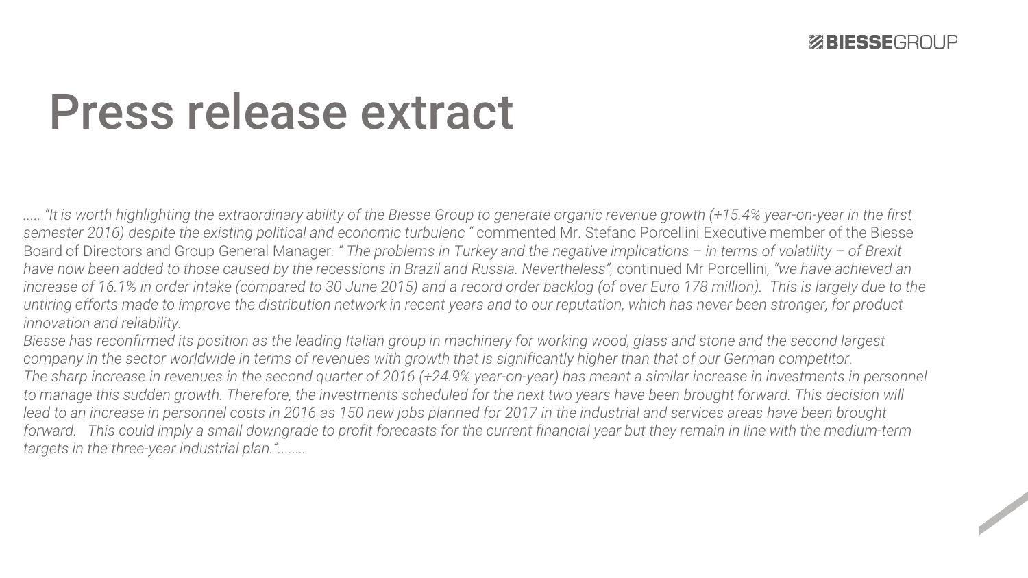# Press release extract

*..... "It is worth highlighting the extraordinary ability of the Biesse Group to generate organic revenue growth (+15.4% year-on-year in the first semester 2016) despite the existing political and economic turbulenc "* commented Mr. Stefano Porcellini Executive member of the Biesse Board of Directors and Group General Manager. *" The problems in Turkey and the negative implications – in terms of volatility – of Brexit have now been added to those caused by the recessions in Brazil and Russia. Nevertheless"*, continued Mr Porcellini, *"we have achieved an increase of 16.1% in order intake (compared to 30 June 2015) and a record order backlog (of over Euro 178 million). This is largely due to the untiring efforts made to improve the distribution network in recent years and to our reputation, which has never been stronger, for product innovation and reliability.*

*Biesse has reconfirmed its position as the leading Italian group in machinery for working wood, glass and stone and the second largest company in the sector worldwide in terms of revenues with growth that is significantly higher than that of our German competitor.*

*The sharp increase in revenues in the second quarter of 2016 (+24.9% year-on-year) has meant a similar increase in investments in personnel to manage this sudden growth. Therefore, the investments scheduled for the next two years have been brought forward. This decision will lead to an increase in personnel costs in 2016 as 150 new jobs planned for 2017 in the industrial and services areas have been brought forward. This could imply a small downgrade to profit forecasts for the current financial year but they remain in line with the medium-term targets in the three-year industrial plan."........*